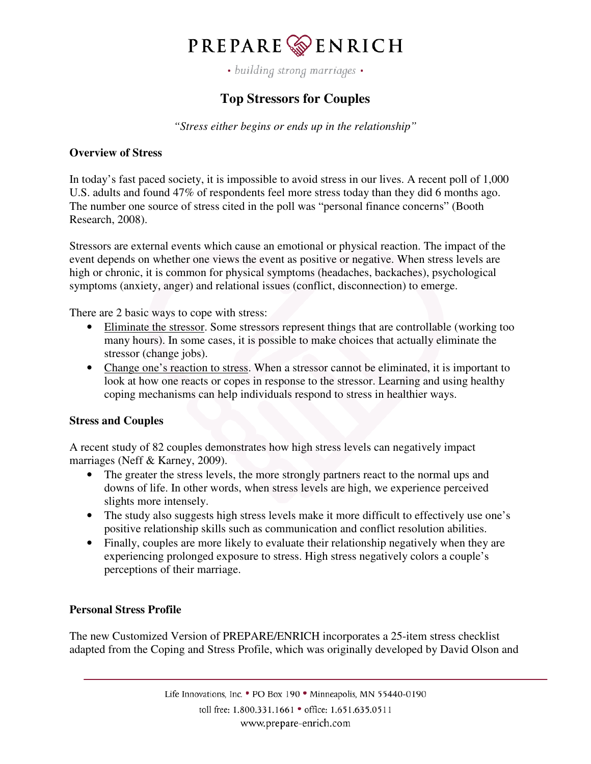# PREPARE ENRICH

• *building strong marriages* •

## Top Stressors for Couples

*"Stress either begins or ends up in the relationship"*

### Overview of Stress

In today's fast paced society, it is impossible to avoid stress in our lives. A recent poll of 1,000 U.S. adults and found 47% of respondents feel more stress today than they did 6 months ago. The number one source of stress cited in the poll was "personal finance concerns" (Booth Research, 2008).

Stressors are external events which cause an emotional or physical reaction. The impact of the event depends on whether one views the event as positive or negative. When stress levels are high or chronic, it is common for physical symptoms (headaches, backaches), psychological symptoms (anxiety, anger) and relational issues (conflict, disconnection) to emerge.

There are 2 basic ways to cope with stress:

- Eliminate the stressor. Some stressors represent things that are controllable (working too many hours). In some cases, it is possible to make choices that actually eliminate the stressor (change jobs).
- Change one's reaction to stress. When a stressor cannot be eliminated, it is important to look at how one reacts or copes in response to the stressor. Learning and using healthy coping mechanisms can help individuals respond to stress in healthier ways.

### Stress and Couples

A recent study of 82 couples demonstrates how high stress levels can negatively impact marriages (Neff & Karney, 2009).

- The greater the stress levels, the more strongly partners react to the normal ups and downs of life. In other words, when stress levels are high, we experience perceived slights more intensely.
- The study also suggests high stress levels make it more difficult to effectively use one's positive relationship skills such as communication and conflict resolution abilities.
- Finally, couples are more likely to evaluate their relationship negatively when they are experiencing prolonged exposure to stress. High stress negatively colors a couple's perceptions of their marriage.

### Personal Stress Profile

The new Customized Version of PREPARE/ENRICH incorporates a 25-item stress checklist adapted from the Coping and Stress Profile, which was originally developed by David Olson and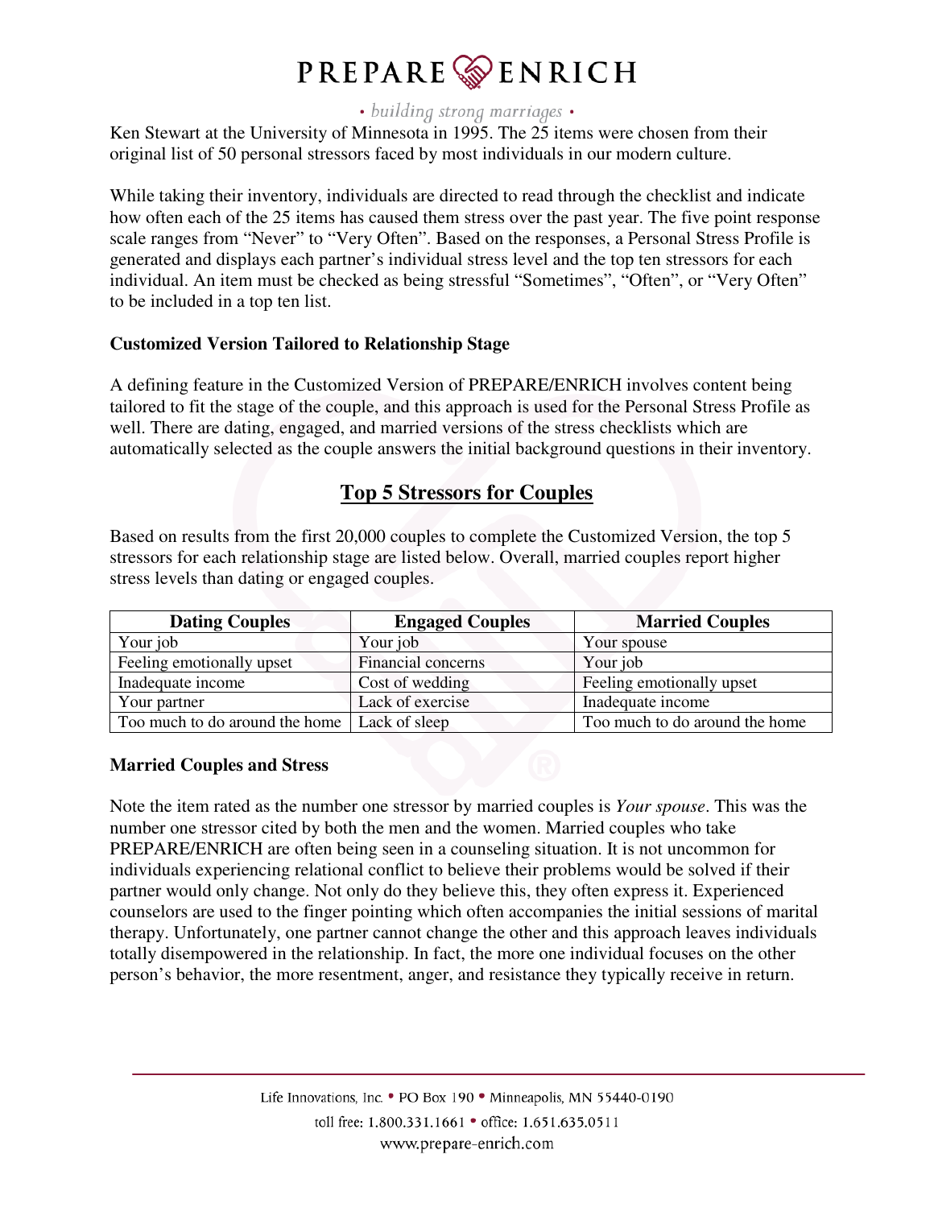Ken Stewart at the University of Minnesota in 1995. The 25 items were chosen from their original list of 50 personal stressors faced by most individuals in our modern culture.

While taking their inventory, individuals are directed to read through the checklist and indicate how often each of the 25 items has caused them stress over the past year. The five point response scale ranges from "Never" to "Very Often". Based on the responses, a Personal Stress Profile is generated and displays each partner's individual stress level and the top ten stressors for each individual. An item must be checked as being stressful "Sometimes", "Often", or "Very Often" to be included in a top ten list.

**Customized Version Tailored to Relationship Stage**

A defining feature in the Customized Version of PREPARE/ENRICH involves content being tailored to fit the stage of the couple, and this approach is used for the Personal Stress Profile as well. There are dating, engaged, and married versions of the stress checklists which are automatically selected as the couple answers the initial background questions in their inventory.

## Top 5 Stressors for Couples

Based on results from the first 20,000 couples to complete the Customized Version, the top 5 stressors for each relationship stage are listed below. Overall, married couples report higher stress levels than dating or engaged couples.

| Dating Couples | Engaged Couples | Married Couples |
|---|---|---|
| Your job | Your job | Your spouse |
| Feeling emotionally upset | Financial concerns | Your job |
| Inadequate income | Cost of wedding | Feeling emotionally upset |
| Your partner | Lack of exercise | Inadequate income |
| Too much to do around the home | Lack of sleep | Too much to do around the home |

**Married Couples and Stress**

Note the item rated as the number one stressor by married couples is *Your spouse*. This was the number one stressor cited by both the men and the women. Married couples who take PREPARE/ENRICH are often being seen in a counseling situation. It is not uncommon for individuals experiencing relational conflict to believe their problems would be solved if their partner would only change. Not only do they believe this, they often express it. Experienced counselors are used to the finger pointing which often accompanies the initial sessions of marital therapy. Unfortunately, one partner cannot change the other and this approach leaves individuals totally disempowered in the relationship. In fact, the more one individual focuses on the other person's behavior, the more resentment, anger, and resistance they typically receive in return.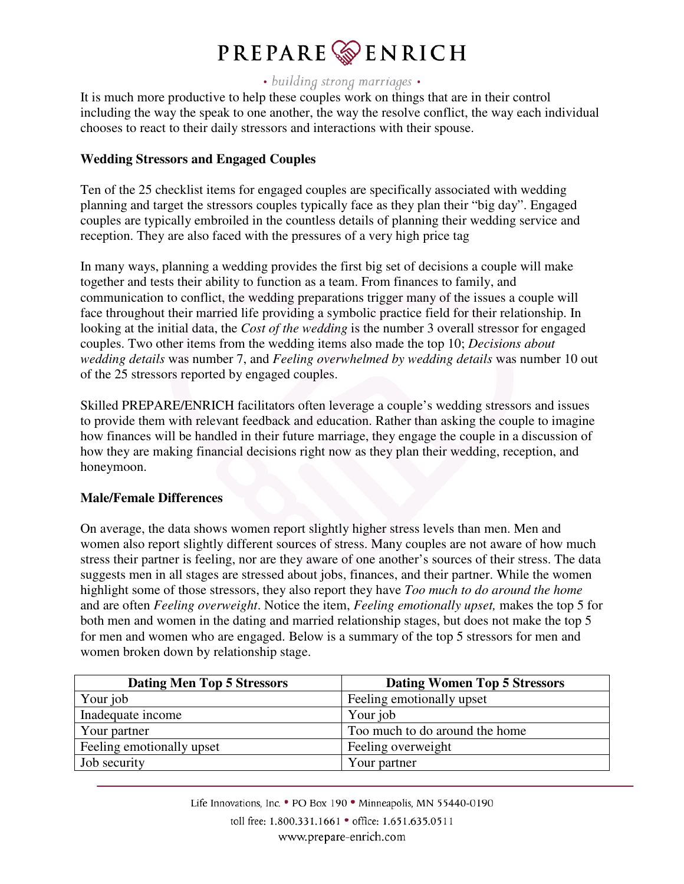It is much more productive to help these couples work on things that are in their control including the way the speak to one another, the way the resolve conflict, the way each individual chooses to react to their daily stressors and interactions with their spouse.

**Wedding Stressors and Engaged Couples**

Ten of the 25 checklist items for engaged couples are specifically associated with wedding planning and target the stressors couples typically face as they plan their "big day". Engaged couples are typically embroiled in the countless details of planning their wedding service and reception. They are also faced with the pressures of a very high price tag

In many ways, planning a wedding provides the first big set of decisions a couple will make together and tests their ability to function as a team. From finances to family, and communication to conflict, the wedding preparations trigger many of the issues a couple will face throughout their married life providing a symbolic practice field for their relationship. In looking at the initial data, the *Cost of the wedding* is the number 3 overall stressor for engaged couples. Two other items from the wedding items also made the top 10; *Decisions about wedding details* was number 7, and *Feeling overwhelmed by wedding details* was number 10 out of the 25 stressors reported by engaged couples.

Skilled PREPARE/ENRICH facilitators often leverage a couple's wedding stressors and issues to provide them with relevant feedback and education. Rather than asking the couple to imagine how finances will be handled in their future marriage, they engage the couple in a discussion of how they are making financial decisions right now as they plan their wedding, reception, and honeymoon.

**Male/Female Differences**

On average, the data shows women report slightly higher stress levels than men. Men and women also report slightly different sources of stress. Many couples are not aware of how much stress their partner is feeling, nor are they aware of one another's sources of their stress. The data suggests men in all stages are stressed about jobs, finances, and their partner. While the women highlight some of those stressors, they also report they have *Too much to do around the home* and are often *Feeling overweight*. Notice the item, *Feeling emotionally upset,* makes the top 5 for both men and women in the dating and married relationship stages, but does not make the top 5 for men and women who are engaged. Below is a summary of the top 5 stressors for men and women broken down by relationship stage.

| Dating Men Top 5 Stressors | Dating Women Top 5 Stressors |
|---|---|
| Your job | Feeling emotionally upset |
| Inadequate income | Your job |
| Your partner | Too much to do around the home |
| Feeling emotionally upset | Feeling overweight |
| Job security | Your partner |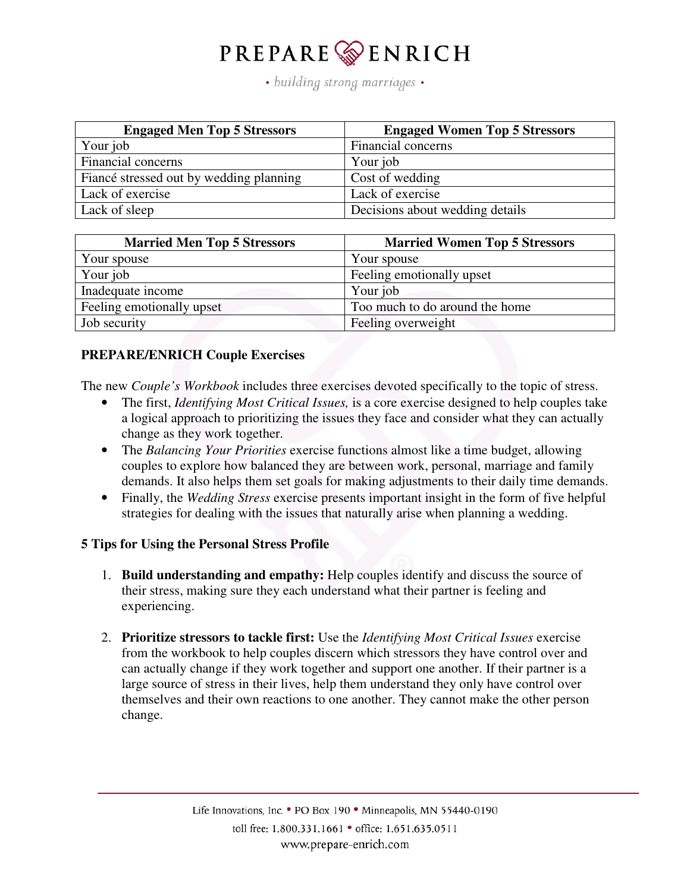| Engaged Men Top 5 Stressors | Engaged Women Top 5 Stressors |
| --- | --- |
| Your job | Financial concerns |
| Financial concerns | Your job |
| Fiancé stressed out by wedding planning | Cost of wedding |
| Lack of exercise | Lack of exercise |
| Lack of sleep | Decisions about wedding details |

| Married Men Top 5 Stressors | Married Women Top 5 Stressors |
| --- | --- |
| Your spouse | Your spouse |
| Your job | Feeling emotionally upset |
| Inadequate income | Your job |
| Feeling emotionally upset | Too much to do around the home |
| Job security | Feeling overweight |

**PREPARE/ENRICH Couple Exercises**

The new *Couple's Workbook* includes three exercises devoted specifically to the topic of stress.

- The first, *Identifying Most Critical Issues,* is a core exercise designed to help couples take a logical approach to prioritizing the issues they face and consider what they can actually change as they work together.
- The *Balancing Your Priorities* exercise functions almost like a time budget, allowing couples to explore how balanced they are between work, personal, marriage and family demands. It also helps them set goals for making adjustments to their daily time demands.
- Finally, the *Wedding Stress* exercise presents important insight in the form of five helpful strategies for dealing with the issues that naturally arise when planning a wedding.

**5 Tips for Using the Personal Stress Profile**

1. **Build understanding and empathy:** Help couples identify and discuss the source of their stress, making sure they each understand what their partner is feeling and experiencing.

2. **Prioritize stressors to tackle first:** Use the *Identifying Most Critical Issues* exercise from the workbook to help couples discern which stressors they have control over and can actually change if they work together and support one another. If their partner is a large source of stress in their lives, help them understand they only have control over themselves and their own reactions to one another. They cannot make the other person change.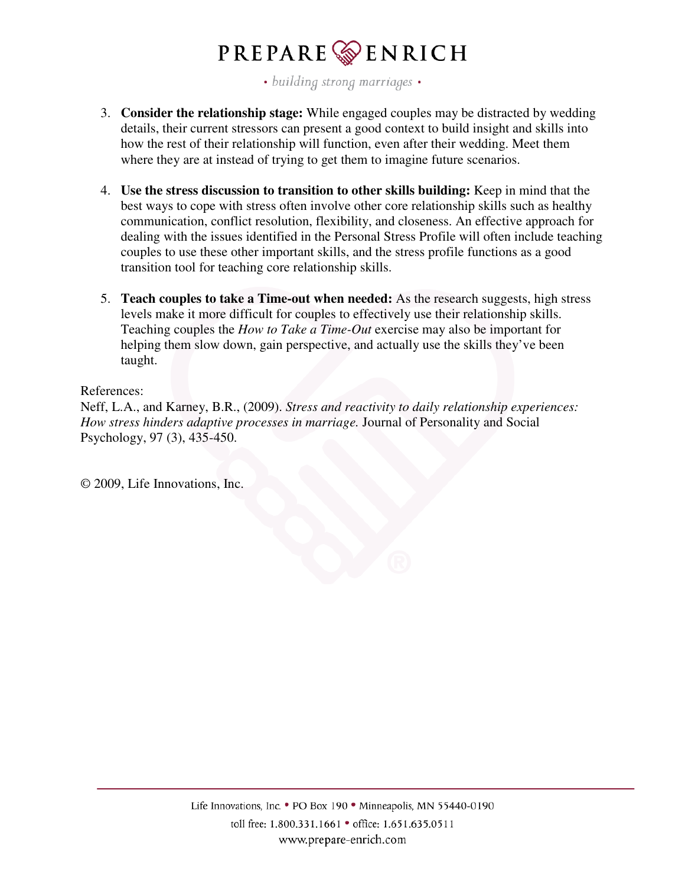3. **Consider the relationship stage:** While engaged couples may be distracted by wedding details, their current stressors can present a good context to build insight and skills into how the rest of their relationship will function, even after their wedding. Meet them where they are at instead of trying to get them to imagine future scenarios.

4. **Use the stress discussion to transition to other skills building:** Keep in mind that the best ways to cope with stress often involve other core relationship skills such as healthy communication, conflict resolution, flexibility, and closeness. An effective approach for dealing with the issues identified in the Personal Stress Profile will often include teaching couples to use these other important skills, and the stress profile functions as a good transition tool for teaching core relationship skills.

5. **Teach couples to take a Time-out when needed:** As the research suggests, high stress levels make it more difficult for couples to effectively use their relationship skills. Teaching couples the *How to Take a Time-Out* exercise may also be important for helping them slow down, gain perspective, and actually use the skills they've been taught.

References:
Neff, L.A., and Karney, B.R., (2009). *Stress and reactivity to daily relationship experiences: How stress hinders adaptive processes in marriage.* Journal of Personality and Social Psychology, 97 (3), 435-450.

© 2009, Life Innovations, Inc.